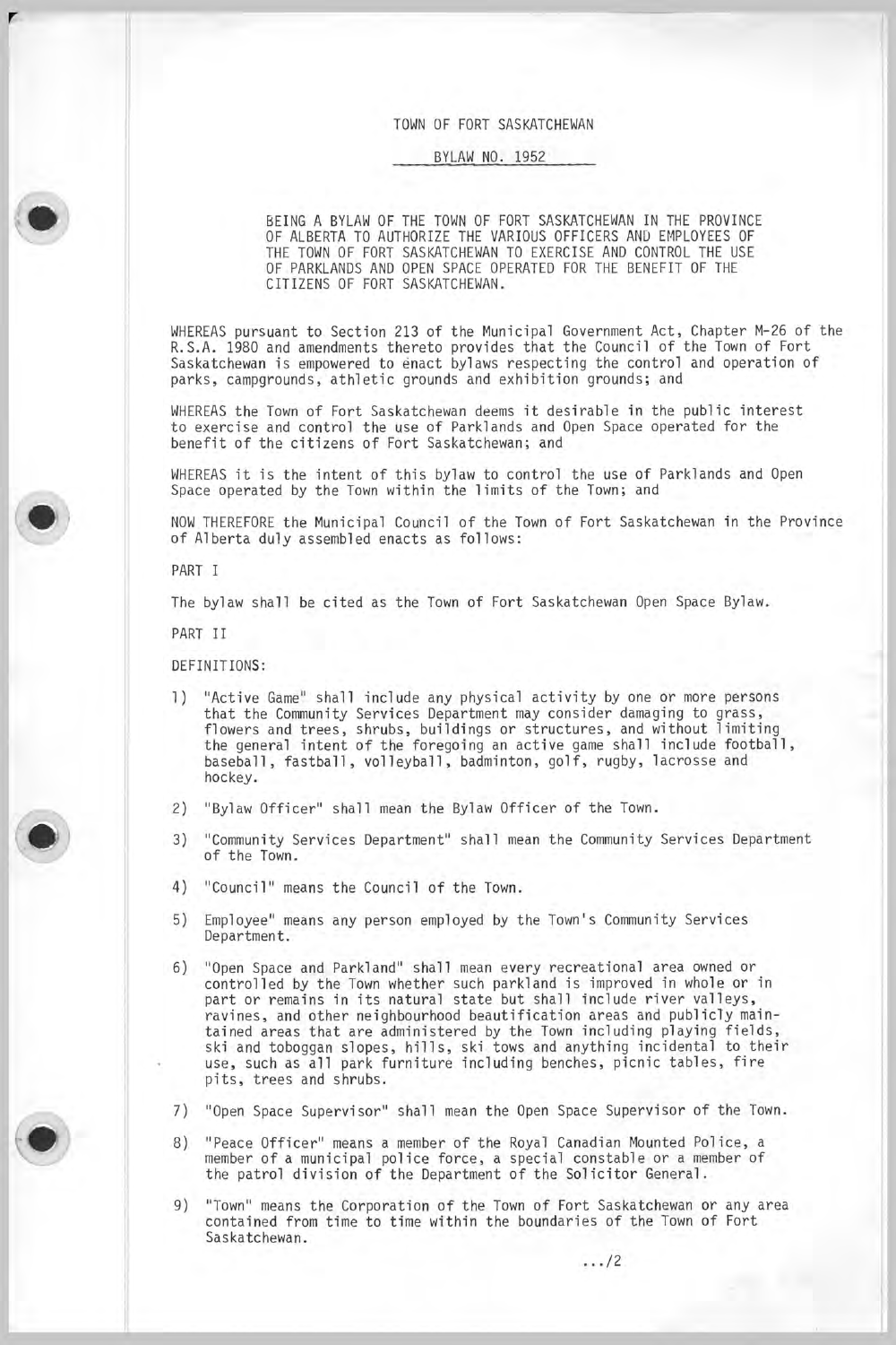# TOWN OF FORT SASKATCHEWAN

## BYLAW NO. 1952

BEING A BYLAW OF THE TOWN OF FORT SASKATCHEWAN IN THE PROVINCE OF ALBERTA TO AUTHORIZE THE VARIOUS OFFICERS AND EMPLOYEES OF THE TOWN OF FORT SASKATCHEWAN TO EXERCISE AND CONTROL THE USE OF PARKLANDS AND OPEN SPACE OPERATED FOR THE BENEFIT OF THE CITIZENS OF FORT SASKATCHEWAN.

WHEREAS pursuant to Section 213 of the Municipal Government Act, Chapter M-26 of the R.S.A. 1980 and amendments thereto provides that the Council of the Town of Fort Saskatchewan is empowered to enact bylaws respecting the control and operation of parks, campgrounds, athletic grounds and exhibition grounds; and

WHEREAS the Town of Fort Saskatchewan deems it desirable in the public interest to exercise and control the use of Parklands and Open Space operated for the benefit of the citizens of Fort Saskatchewan; and

WHEREAS it is the intent of this bylaw to control the use of Parklands and Open Space operated by the Town within the limits of the Town; and

NOW THEREFORE the Municipal Council of the Town of Fort Saskatchewan in the Province of Alberta duly assembled enacts as follows:

PART I

The bylaw shall be cited as the Town of Fort Saskatchewan Open Space Bylaw.

PART II

DEFINITIONS:

1) "Active Game" shall include any physical activity by one or more persons that the Community Services Department may consider damaging to grass, flowers and trees, shrubs, buildings or structures, and without limiting the general intent of the foregoing an active game shall include football, baseball, fastball, volleyball, badminton, golf, rugby, lacrosse and hockey.

2) "Bylaw Officer" shall mean the Bylaw Officer of the Town.

3) "Community Services Department" shall mean the Community Services Department of the Town.

4) "Council" means the Council of the Town.

5) Employee" means any person employed by the Town's Community Services Department.

6) "Open Space and Parkland" shall mean every recreational area owned or controlled by the Town whether such parkland is improved in whole or in part or remains in its natural state but shall include river valleys, ravines, and other neighbourhood beautification areas and publicly maintained areas that are administered by the Town including playing fields, ski and toboggan slopes, hills, ski tows and anything incidental to their use, such as all park furniture including benches, picnic tables, fire pits, trees and shrubs.

7) "Open Space Supervisor" shall mean the Open Space Supervisor of the Town.

8) "Peace Officer" means a member of the Royal Canadian Mounted Police, a member of a municipal police force, a special constable or a member of the patrol division of the Department of the Solicitor General.

9) "Town" means the Corporation of the Town of Fort Saskatchewan or any area contained from time to time within the boundaries of the Town of Fort Saskatchewan.

.../2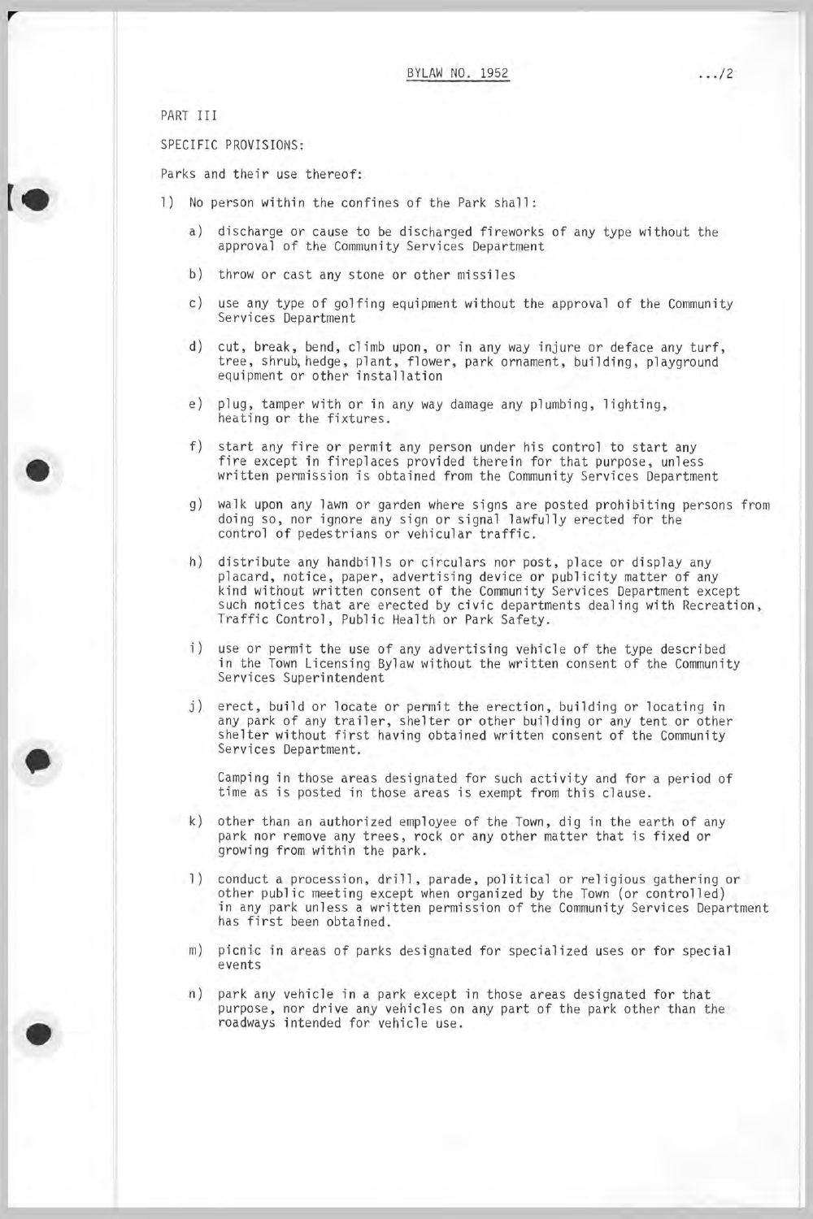PART III

SPECIFIC PROVISIONS:

Parks and their use thereof:

1) No person within the confines of the Park shall:

   a) discharge or cause to be discharged fireworks of any type without the approval of the Community Services Department

   b) throw or cast any stone or other missiles

   c) use any type of golfing equipment without the approval of the Community Services Department

   d) cut, break, bend, climb upon, or in any way injure or deface any turf, tree, shrub, hedge, plant, flower, park ornament, building, playground equipment or other installation

   e) plug, tamper with or in any way damage any plumbing, lighting, heating or the fixtures.

   f) start any fire or permit any person under his control to start any fire except in fireplaces provided therein for that purpose, unless written permission is obtained from the Community Services Department

   g) walk upon any lawn or garden where signs are posted prohibiting persons from doing so, nor ignore any sign or signal lawfully erected for the control of pedestrians or vehicular traffic.

   h) distribute any handbills or circulars nor post, place or display any placard, notice, paper, advertising device or publicity matter of any kind without written consent of the Community Services Department except such notices that are erected by civic departments dealing with Recreation, Traffic Control, Public Health or Park Safety.

   i) use or permit the use of any advertising vehicle of the type described in the Town Licensing Bylaw without the written consent of the Community Services Superintendent

   j) erect, build or locate or permit the erection, building or locating in any park of any trailer, shelter or other building or any tent or other shelter without first having obtained written consent of the Community Services Department.

      Camping in those areas designated for such activity and for a period of time as is posted in those areas is exempt from this clause.

   k) other than an authorized employee of the Town, dig in the earth of any park nor remove any trees, rock or any other matter that is fixed or growing from within the park.

   l) conduct a procession, drill, parade, political or religious gathering or other public meeting except when organized by the Town (or controlled) in any park unless a written permission of the Community Services Department has first been obtained.

   m) picnic in areas of parks designated for specialized uses or for special events

   n) park any vehicle in a park except in those areas designated for that purpose, nor drive any vehicles on any part of the park other than the roadways intended for vehicle use.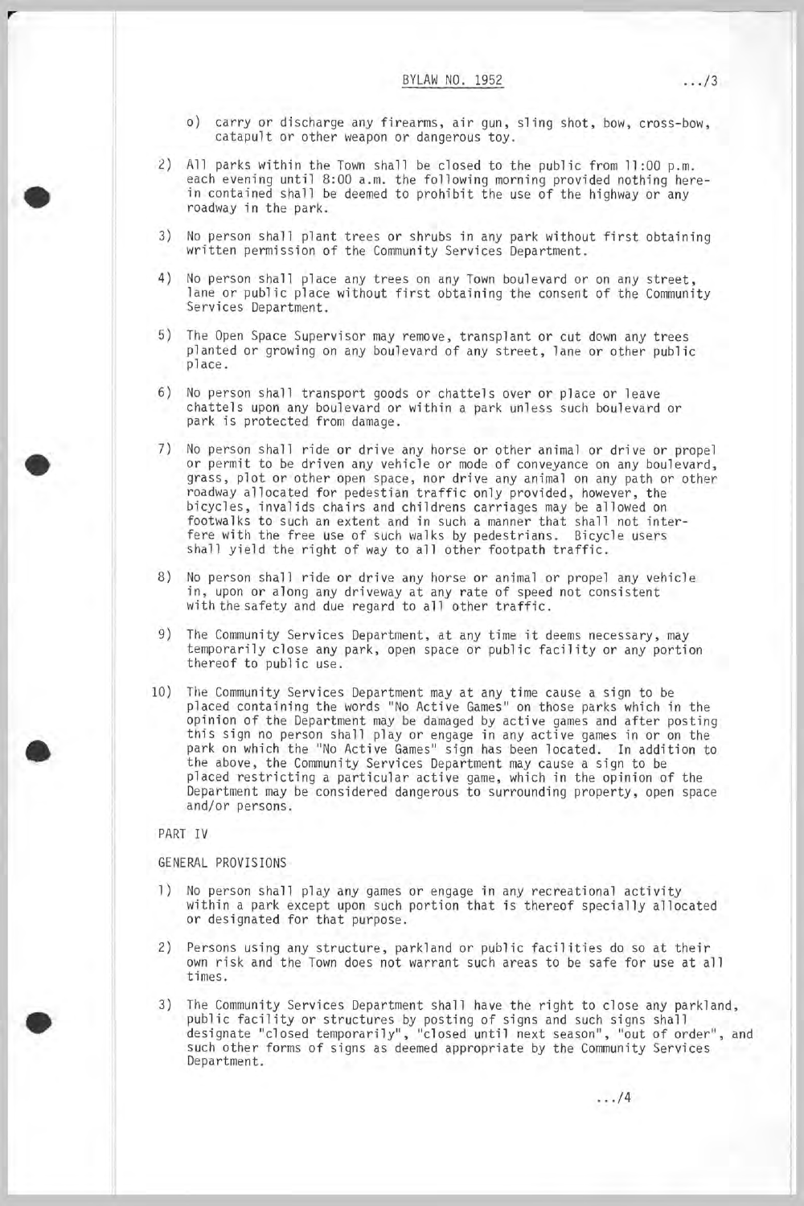o) carry or discharge any firearms, air gun, sling shot, bow, cross-bow, catapult or other weapon or dangerous toy.

2) All parks within the Town shall be closed to the public from 11:00 p.m. each evening until 8:00 a.m. the following morning provided nothing herein contained shall be deemed to prohibit the use of the highway or any roadway in the park.

3) No person shall plant trees or shrubs in any park without first obtaining written permission of the Community Services Department.

4) No person shall place any trees on any Town boulevard or on any street, lane or public place without first obtaining the consent of the Community Services Department.

5) The Open Space Supervisor may remove, transplant or cut down any trees planted or growing on any boulevard of any street, lane or other public place.

6) No person shall transport goods or chattels over or place or leave chattels upon any boulevard or within a park unless such boulevard or park is protected from damage.

7) No person shall ride or drive any horse or other animal or drive or propel or permit to be driven any vehicle or mode of conveyance on any boulevard, grass, plot or other open space, nor drive any animal on any path or other roadway allocated for pedestian traffic only provided, however, the bicycles, invalids chairs and childrens carriages may be allowed on footwalks to such an extent and in such a manner that shall not interfere with the free use of such walks by pedestrians. Bicycle users shall yield the right of way to all other footpath traffic.

8) No person shall ride or drive any horse or animal or propel any vehicle in, upon or along any driveway at any rate of speed not consistent with the safety and due regard to all other traffic.

9) The Community Services Department, at any time it deems necessary, may temporarily close any park, open space or public facility or any portion thereof to public use.

10) The Community Services Department may at any time cause a sign to be placed containing the words "No Active Games" on those parks which in the opinion of the Department may be damaged by active games and after posting this sign no person shall play or engage in any active games in or on the park on which the "No Active Games" sign has been located. In addition to the above, the Community Services Department may cause a sign to be placed restricting a particular active game, which in the opinion of the Department may be considered dangerous to surrounding property, open space and/or persons.

PART IV

GENERAL PROVISIONS

1) No person shall play any games or engage in any recreational activity within a park except upon such portion that is thereof specially allocated or designated for that purpose.

2) Persons using any structure, parkland or public facilities do so at their own risk and the Town does not warrant such areas to be safe for use at all times.

3) The Community Services Department shall have the right to close any parkland, public facility or structures by posting of signs and such signs shall designate "closed temporarily", "closed until next season", "out of order", and such other forms of signs as deemed appropriate by the Community Services Department.

.../4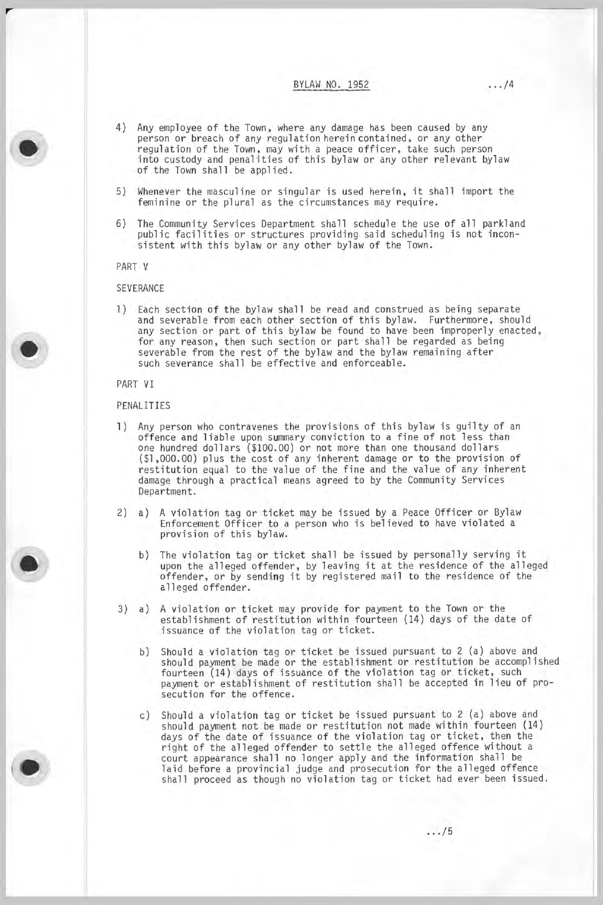4) Any employee of the Town, where any damage has been caused by any person or breach of any regulation herein contained, or any other regulation of the Town, may with a peace officer, take such person into custody and penalities of this bylaw or any other relevant bylaw of the Town shall be applied.

5) Whenever the masculine or singular is used herein, it shall import the feminine or the plural as the circumstances may require.

6) The Community Services Department shall schedule the use of all parkland public facilities or structures providing said scheduling is not inconsistent with this bylaw or any other bylaw of the Town.

PART V

SEVERANCE

1) Each section of the bylaw shall be read and construed as being separate and severable from each other section of this bylaw. Furthermore, should any section or part of this bylaw be found to have been improperly enacted, for any reason, then such section or part shall be regarded as being severable from the rest of the bylaw and the bylaw remaining after such severance shall be effective and enforceable.

PART VI

PENALITIES

1) Any person who contravenes the provisions of this bylaw is guilty of an offence and liable upon summary conviction to a fine of not less than one hundred dollars ($100.00) or not more than one thousand dollars ($1,000.00) plus the cost of any inherent damage or to the provision of restitution equal to the value of the fine and the value of any inherent damage through a practical means agreed to by the Community Services Department.

2) a) A violation tag or ticket may be issued by a Peace Officer or Bylaw Enforcement Officer to a person who is believed to have violated a provision of this bylaw.

   b) The violation tag or ticket shall be issued by personally serving it upon the alleged offender, by leaving it at the residence of the alleged offender, or by sending it by registered mail to the residence of the alleged offender.

3) a) A violation or ticket may provide for payment to the Town or the establishment of restitution within fourteen (14) days of the date of issuance of the violation tag or ticket.

   b) Should a violation tag or ticket be issued pursuant to 2 (a) above and should payment be made or the establishment or restitution be accomplished fourteen (14) days of issuance of the violation tag or ticket, such payment or establishment of restitution shall be accepted in lieu of prosecution for the offence.

   c) Should a violation tag or ticket be issued pursuant to 2 (a) above and should payment not be made or restitution not made within fourteen (14) days of the date of issuance of the violation tag or ticket, then the right of the alleged offender to settle the alleged offence without a court appearance shall no longer apply and the information shall be laid before a provincial judge and prosecution for the alleged offence shall proceed as though no violation tag or ticket had ever been issued.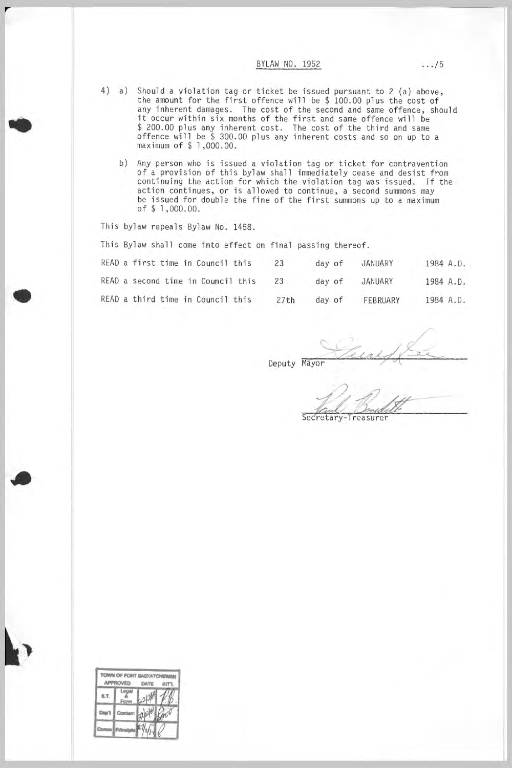BYLAW NO. 1952

4) a) Should a violation tag or ticket be issued pursuant to 2 (a) above, the amount for the first offence will be $ 100.00 plus the cost of any inherent damages. The cost of the second and same offence, should it occur within six months of the first and same offence will be $ 200.00 plus any inherent cost. The cost of the third and same offence will be $ 300.00 plus any inherent costs and so on up to a maximum of $ 1,000.00.

b) Any person who is issued a violation tag or ticket for contravention of a provision of this bylaw shall immediately cease and desist from continuing the action for which the violation tag was issued. If the action continues, or is allowed to continue, a second summons may be issued for double the fine of the first summons up to a maximum of $ 1,000.00.

This bylaw repeals Bylaw No. 1458.

This Bylaw shall come into effect on final passing thereof.

READ a first time in Council this 23 day of JANUARY 1984 A.D.

READ a second time in Council this 23 day of JANUARY 1984 A.D.

READ a third time in Council this 27th day of FEBRUARY 1984 A.D.

Deputy Mayor

Secretary-Treasurer

| TOWN OF FORT SASKATCHEWAN | | | |
|---|---|---|---|
| APPROVED | | DATE | INT'L |
| S.T. | Legal & Form | 22/2/84 | |
| Dep't | Content | 22/2/84 | |
| Comm | Principle | 27/2/84 | |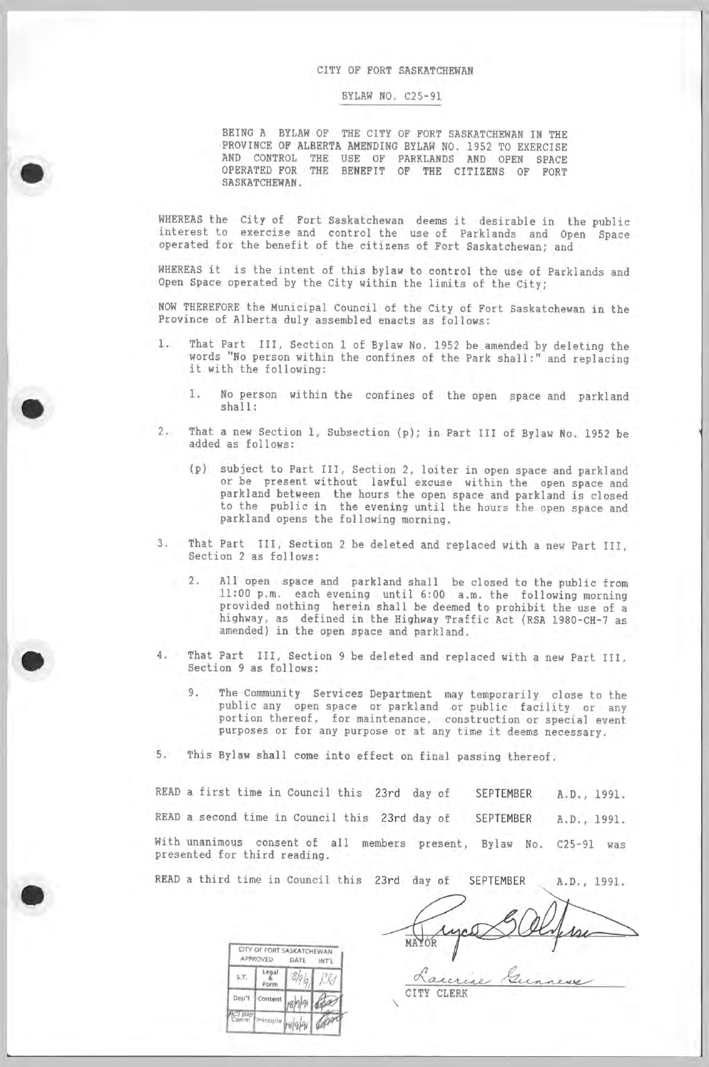CITY OF FORT SASKATCHEWAN

BYLAW NO. C25-91

BEING A BYLAW OF THE CITY OF FORT SASKATCHEWAN IN THE PROVINCE OF ALBERTA AMENDING BYLAW NO. 1952 TO EXERCISE AND CONTROL THE USE OF PARKLANDS AND OPEN SPACE OPERATED FOR THE BENEFIT OF THE CITIZENS OF FORT SASKATCHEWAN.

WHEREAS the City of Fort Saskatchewan deems it desirable in the public interest to exercise and control the use of Parklands and Open Space operated for the benefit of the citizens of Fort Saskatchewan; and

WHEREAS it is the intent of this bylaw to control the use of Parklands and Open Space operated by the City within the limits of the City;

NOW THEREFORE the Municipal Council of the City of Fort Saskatchewan in the Province of Alberta duly assembled enacts as follows:

1. That Part III, Section 1 of Bylaw No. 1952 be amended by deleting the words "No person within the confines of the Park shall:" and replacing it with the following:

   1. No person within the confines of the open space and parkland shall:

2. That a new Section 1, Subsection (p); in Part III of Bylaw No. 1952 be added as follows:

   (p) subject to Part III, Section 2, loiter in open space and parkland or be present without lawful excuse within the open space and parkland between the hours the open space and parkland is closed to the public in the evening until the hours the open space and parkland opens the following morning.

3. That Part III, Section 2 be deleted and replaced with a new Part III, Section 2 as follows:

   2. All open space and parkland shall be closed to the public from 11:00 p.m. each evening until 6:00 a.m. the following morning provided nothing herein shall be deemed to prohibit the use of a highway, as defined in the Highway Traffic Act (RSA 1980-CH-7 as amended) in the open space and parkland.

4. That Part III, Section 9 be deleted and replaced with a new Part III, Section 9 as follows:

   9. The Community Services Department may temporarily close to the public any open space or parkland or public facility or any portion thereof, for maintenance, construction or special event purposes or for any purpose or at any time it deems necessary.

5. This Bylaw shall come into effect on final passing thereof.

READ a first time in Council this 23rd day of SEPTEMBER A.D., 1991.

READ a second time in Council this 23rd day of SEPTEMBER A.D., 1991.

With unanimous consent of all members present, Bylaw No. C25-91 was presented for third reading.

READ a third time in Council this 23rd day of SEPTEMBER A.D., 1991.

| CITY OF FORT SASKATCHEWAN | | | |
|---|---|---|---|
| APPROVED | | DATE | INT'L |
| S.T. | Legal & Form | 18/9/91 | |
| Dep't | Content | 18/9/91 | |
| Act'ing Comm | Principle | 18/9/91 | |

MAYOR

CITY CLERK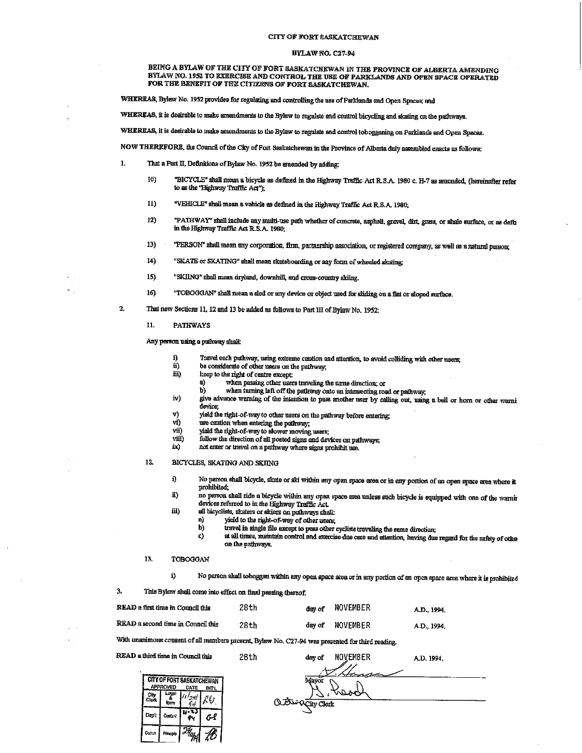CITY OF FORT SASKATCHEWAN

BYLAW NO. C27-94

**BEING A BYLAW OF THE CITY OF FORT SASKATCHEWAN IN THE PROVINCE OF ALBERTA AMENDING BYLAW NO. 1952 TO EXERCISE AND CONTROL THE USE OF PARKLANDS AND OPEN SPACE OPERATED FOR THE BENEFIT OF THE CITIZENS OF FORT SASKATCHEWAN.**

**WHEREAS**, Bylaw No. 1952 provides for regulating and controlling the use of Parklands and Open Spaces; and

**WHEREAS**, it is desirable to make amendments to the Bylaw to regulate and control bicycling and skating on the pathways.

**WHEREAS**, it is desirable to make amendments to the Bylaw to regulate and control tobogganing on Parklands and Open Spaces.

**NOW THEREFORE**, the Council of the City of Fort Saskatchewan in the Province of Alberta duly assembled enacts as follows:

1. That a Part II, Definitions of Bylaw No. 1952 be amended by adding:

   10) "BICYCLE" shall mean a bicycle as defined in the Highway Traffic Act R.S.A. 1980 c. H-7 as amended, (hereinafter refer to as the "Highway Traffic Act");

   11) "VEHICLE" shall mean a vehicle as defined in the Highway Traffic Act R.S.A. 1980;

   12) "PATHWAY" shall include any multi-use path whether of concrete, asphalt, gravel, dirt, grass, or shale surface, or as defn in the Highway Traffic Act R.S.A. 1980;

   13) "PERSON" shall mean any corporation, firm, partnership association, or registered company, as well as a natural person;

   14) "SKATE or SKATING" shall mean skateboarding or any form of wheeled skating;

   15) "SKIING" shall mean dryland, downhill, and cross-country skiing.

   16) "TOBOGGAN" shall mean a sled or any device or object used for sliding on a flat or sloped surface.

2. That new Sections 11, 12 and 13 be added as follows to Part III of Bylaw No. 1952:

   11. PATHWAYS

   Any person using a pathway shall:

   i) Travel each pathway, using extreme caution and attention, to avoid colliding with other users;
   ii) be considerate of other users on the pathway;
   iii) keep to the right of centre except:
      a) when passing other users traveling the same direction; or
      b) when turning left off the pathway onto an intersecting road or pathway;
   iv) give advance warning of the intention to pass another user by calling out, using a bell or horn or other warni device;
   v) yield the right-of-way to other users on the pathway before entering;
   vi) use caution when entering the pathway;
   vii) yield the right-of-way to slower moving users;
   viii) follow the direction of all posted signs and devices on pathways;
   ix) not enter or travel on a pathway where signs prohibit use.

   12. BICYCLES, SKATING AND SKIING

   i) No person shall bicycle, skate or ski within any open space area or in any portion of an open space area where it prohibited;
   ii) no person shall ride a bicycle within any open space area unless such bicycle is equipped with one of the warnir devices referred to in the Highway Traffic Act.
   iii) all bicyclists, skaters or skiers on pathways shall:
      a) yield to the right-of-way of other users;
      b) travel in single file except to pass other cyclists traveling the same direction;
      c) at all times, maintain control and exercise due care and attention, having due regard for the safety of othe on the pathways.

   13. TOBOGGAN

   i) No person shall toboggan within any open space area or in any portion of an open space area where it is prohibited

3. This Bylaw shall come into effect on final passing thereof.

**READ** a first time in Council this 28th day of NOVEMBER A.D., 1994.

**READ** a second time in Council this 28th day of NOVEMBER A.D., 1994.

With unanimous consent of all members present, Bylaw No. C27-94 was presented for third reading.

**READ** a third time in Council this 28th day of NOVEMBER A.D. 1994.

| CITY OF FORT SASKATCHEWAN | | | |
|---|---|---|---|
| APPROVED | | DATE | INT'L |
| City Clerk | Legal & form | 11/24/94 | RU |
| Dep't | Content | 11-23-94 | G-S |
| Comm | Principle | 24/11/94 | [initials] |

[signature]
Mayor

[signature]
Acting City Clerk